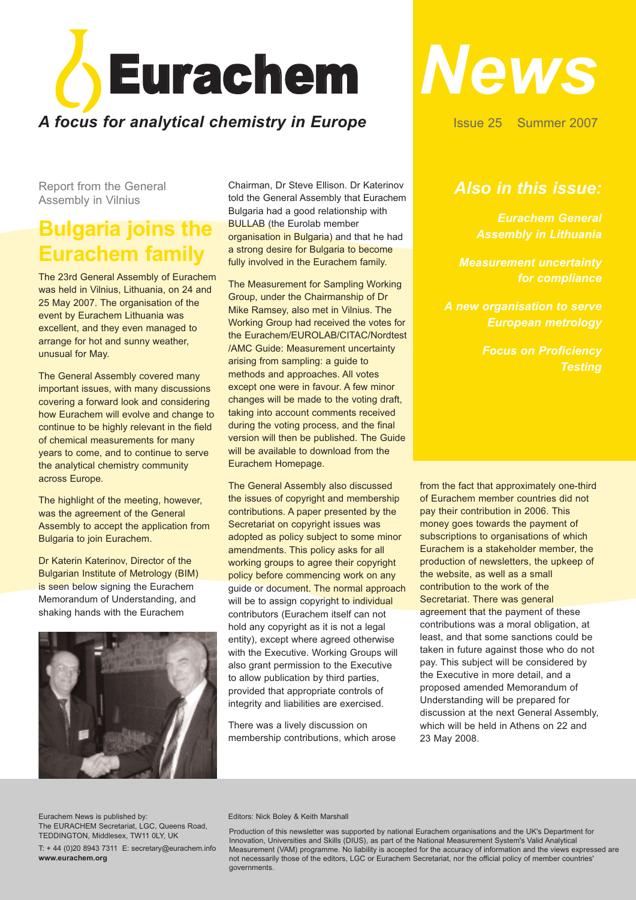# Eurachem

*A focus for analytical chemistry in Europe*

# News

Issue 25 Summer 2007

## *Also in this issue:*

*Eurachem General Assembly in Lithuania*

*Measurement uncertainty for compliance*

*A new organisation to serve European metrology*

*Focus on Proficiency Testing*

Report from the General Assembly in Vilnius

## Bulgaria joins the Eurachem family

The 23rd General Assembly of Eurachem was held in Vilnius, Lithuania, on 24 and 25 May 2007. The organisation of the event by Eurachem Lithuania was excellent, and they even managed to arrange for hot and sunny weather, unusual for May.

The General Assembly covered many important issues, with many discussions covering a forward look and considering how Eurachem will evolve and change to continue to be highly relevant in the field of chemical measurements for many years to come, and to continue to serve the analytical chemistry community across Europe.

The highlight of the meeting, however, was the agreement of the General Assembly to accept the application from Bulgaria to join Eurachem.

Dr Katerin Katerinov, Director of the Bulgarian Institute of Metrology (BIM) is seen below signing the Eurachem Memorandum of Understanding, and shaking hands with the Eurachem Chairman, Dr Steve Ellison. Dr Katerinov told the General Assembly that Eurachem Bulgaria had a good relationship with BULLAB (the Eurolab member organisation in Bulgaria) and that he had a strong desire for Bulgaria to become fully involved in the Eurachem family.

The Measurement for Sampling Working Group, under the Chairmanship of Dr Mike Ramsey, also met in Vilnius. The Working Group had received the votes for the Eurachem/EUROLAB/CITAC/Nordtest /AMC Guide: Measurement uncertainty arising from sampling: a guide to methods and approaches. All votes except one were in favour. A few minor changes will be made to the voting draft, taking into account comments received during the voting process, and the final version will then be published. The Guide will be available to download from the Eurachem Homepage.

The General Assembly also discussed the issues of copyright and membership contributions. A paper presented by the Secretariat on copyright issues was adopted as policy subject to some minor amendments. This policy asks for all working groups to agree their copyright policy before commencing work on any guide or document. The normal approach will be to assign copyright to individual contributors (Eurachem itself can not hold any copyright as it is not a legal entity), except where agreed otherwise with the Executive. Working Groups will also grant permission to the Executive to allow publication by third parties, provided that appropriate controls of integrity and liabilities are exercised.

There was a lively discussion on membership contributions, which arose from the fact that approximately one-third of Eurachem member countries did not pay their contribution in 2006. This money goes towards the payment of subscriptions to organisations of which Eurachem is a stakeholder member, the production of newsletters, the upkeep of the website, as well as a small contribution to the work of the Secretariat. There was general agreement that the payment of these contributions was a moral obligation, at least, and that some sanctions could be taken in future against those who do not pay. This subject will be considered by the Executive in more detail, and a proposed amended Memorandum of Understanding will be prepared for discussion at the next General Assembly, which will be held in Athens on 22 and 23 May 2008.

Eurachem News is published by:
The EURACHEM Secretariat, LGC, Queens Road, TEDDINGTON, Middlesex, TW11 0LY, UK
T: + 44 (0)20 8943 7311 E: secretary@eurachem.info
**www.eurachem.org**

Editors: Nick Boley & Keith Marshall

Production of this newsletter was supported by national Eurachem organisations and the UK's Department for Innovation, Universities and Skills (DIUS), as part of the National Measurement System's Valid Analytical Measurement (VAM) programme. No liability is accepted for the accuracy of information and the views expressed are not necessarily those of the editors, LGC or Eurachem Secretariat, nor the official policy of member countries' governments.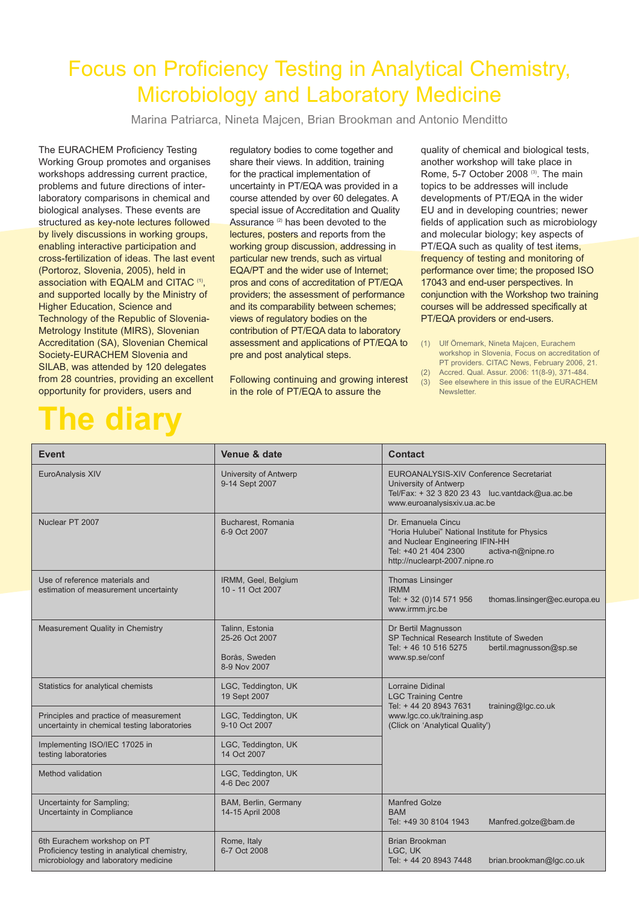# Focus on Proficiency Testing in Analytical Chemistry, Microbiology and Laboratory Medicine

Marina Patriarca, Nineta Majcen, Brian Brookman and Antonio Menditto

The EURACHEM Proficiency Testing Working Group promotes and organises workshops addressing current practice, problems and future directions of inter-laboratory comparisons in chemical and biological analyses. These events are structured as key-note lectures followed by lively discussions in working groups, enabling interactive participation and cross-fertilization of ideas. The last event (Portoroz, Slovenia, 2005), held in association with EQALM and CITAC [(1)], and supported locally by the Ministry of Higher Education, Science and Technology of the Republic of Slovenia-Metrology Institute (MIRS), Slovenian Accreditation (SA), Slovenian Chemical Society-EURACHEM Slovenia and SILAB, was attended by 120 delegates from 28 countries, providing an excellent opportunity for providers, users and regulatory bodies to come together and share their views. In addition, training for the practical implementation of uncertainty in PT/EQA was provided in a course attended by over 60 delegates. A special issue of Accreditation and Quality Assurance [(2)] has been devoted to the lectures, posters and reports from the working group discussion, addressing in particular new trends, such as virtual EQA/PT and the wider use of Internet; pros and cons of accreditation of PT/EQA providers; the assessment of performance and its comparability between schemes; views of regulatory bodies on the contribution of PT/EQA data to laboratory assessment and applications of PT/EQA to pre and post analytical steps.

Following continuing and growing interest in the role of PT/EQA to assure the quality of chemical and biological tests, another workshop will take place in Rome, 5-7 October 2008 [(3)]. The main topics to be addresses will include developments of PT/EQA in the wider EU and in developing countries; newer fields of application such as microbiology and molecular biology; key aspects of PT/EQA such as quality of test items, frequency of testing and monitoring of performance over time; the proposed ISO 17043 and end-user perspectives. In conjunction with the Workshop two training courses will be addressed specifically at PT/EQA providers or end-users.

(1) Ulf Örnemark, Nineta Majcen, Eurachem workshop in Slovenia, Focus on accreditation of PT providers. CITAC News, February 2006, 21.
(2) Accred. Qual. Assur. 2006: 11(8-9), 371-484.
(3) See elsewhere in this issue of the EURACHEM Newsletter.

# The diary

| Event | Venue & date | Contact |
|---|---|---|
| EuroAnalysis XIV | University of Antwerp<br>9-14 Sept 2007 | EUROANALYSIS-XIV Conference Secretariat<br>University of Antwerp<br>Tel/Fax: + 32 3 820 23 43 luc.vantdack@ua.ac.be<br>www.euroanalysisxiv.ua.ac.be |
| Nuclear PT 2007 | Bucharest, Romania<br>6-9 Oct 2007 | Dr. Emanuela Cincu<br>"Horia Hulubei" National Institute for Physics and Nuclear Engineering IFIN-HH<br>Tel: +40 21 404 2300 activa-n@nipne.ro<br>http://nuclearpt-2007.nipne.ro |
| Use of reference materials and estimation of measurement uncertainty | IRMM, Geel, Belgium<br>10 - 11 Oct 2007 | Thomas Linsinger<br>IRMM<br>Tel: + 32 (0)14 571 956 thomas.linsinger@ec.europa.eu<br>www.irmm.jrc.be |
| Measurement Quality in Chemistry | Talinn, Estonia<br>25-26 Oct 2007<br><br>Borås, Sweden<br>8-9 Nov 2007 | Dr Bertil Magnusson<br>SP Technical Research Institute of Sweden<br>Tel: + 46 10 516 5275 bertil.magnusson@sp.se<br>www.sp.se/conf |
| Statistics for analytical chemists | LGC, Teddington, UK<br>19 Sept 2007 | Lorraine Didinal<br>LGC Training Centre<br>Tel: + 44 20 8943 7631 training@lgc.co.uk<br>www.lgc.co.uk/training.asp<br>(Click on 'Analytical Quality') |
| Principles and practice of measurement uncertainty in chemical testing laboratories | LGC, Teddington, UK<br>9-10 Oct 2007 | |
| Implementing ISO/IEC 17025 in testing laboratories | LGC, Teddington, UK<br>14 Oct 2007 | |
| Method validation | LGC, Teddington, UK<br>4-6 Dec 2007 | |
| Uncertainty for Sampling;<br>Uncertainty in Compliance | BAM, Berlin, Germany<br>14-15 April 2008 | Manfred Golze<br>BAM<br>Tel: +49 30 8104 1943 Manfred.golze@bam.de |
| 6th Eurachem workshop on PT<br>Proficiency testing in analytical chemistry, microbiology and laboratory medicine | Rome, Italy<br>6-7 Oct 2008 | Brian Brookman<br>LGC, UK<br>Tel: + 44 20 8943 7448 brian.brookman@lgc.co.uk |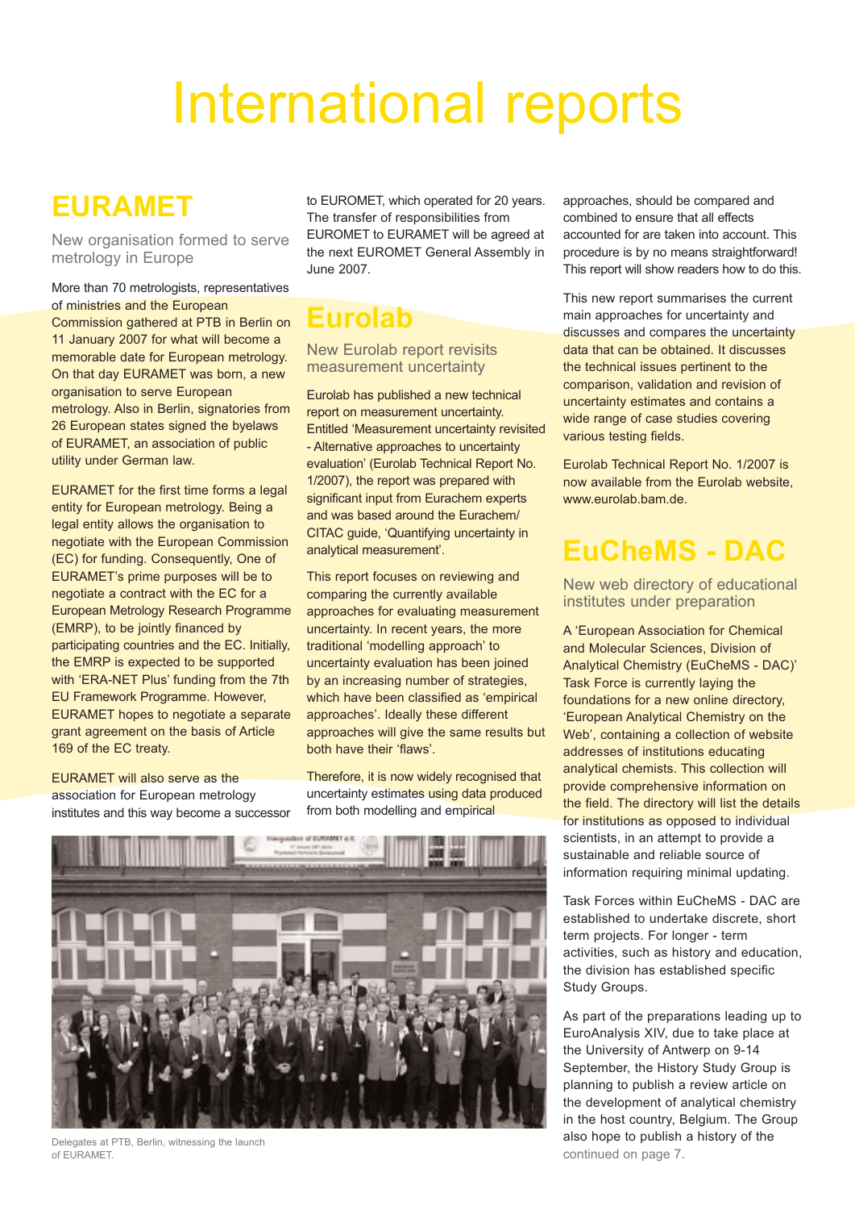# International reports

## EURAMET

### New organisation formed to serve metrology in Europe

More than 70 metrologists, representatives of ministries and the European Commission gathered at PTB in Berlin on 11 January 2007 for what will become a memorable date for European metrology. On that day EURAMET was born, a new organisation to serve European metrology. Also in Berlin, signatories from 26 European states signed the byelaws of EURAMET, an association of public utility under German law.

EURAMET for the first time forms a legal entity for European metrology. Being a legal entity allows the organisation to negotiate with the European Commission (EC) for funding. Consequently, One of EURAMET's prime purposes will be to negotiate a contract with the EC for a European Metrology Research Programme (EMRP), to be jointly financed by participating countries and the EC. Initially, the EMRP is expected to be supported with 'ERA-NET Plus' funding from the 7th EU Framework Programme. However, EURAMET hopes to negotiate a separate grant agreement on the basis of Article 169 of the EC treaty.

EURAMET will also serve as the association for European metrology institutes and this way become a successor to EUROMET, which operated for 20 years. The transfer of responsibilities from EUROMET to EURAMET will be agreed at the next EUROMET General Assembly in June 2007.

Delegates at PTB, Berlin, witnessing the launch of EURAMET.

## Eurolab

### New Eurolab report revisits measurement uncertainty

Eurolab has published a new technical report on measurement uncertainty. Entitled 'Measurement uncertainty revisited - Alternative approaches to uncertainty evaluation' (Eurolab Technical Report No. 1/2007), the report was prepared with significant input from Eurachem experts and was based around the Eurachem/ CITAC guide, 'Quantifying uncertainty in analytical measurement'.

This report focuses on reviewing and comparing the currently available approaches for evaluating measurement uncertainty. In recent years, the more traditional 'modelling approach' to uncertainty evaluation has been joined by an increasing number of strategies, which have been classified as 'empirical approaches'. Ideally these different approaches will give the same results but both have their 'flaws'.

Therefore, it is now widely recognised that uncertainty estimates using data produced from both modelling and empirical approaches, should be compared and combined to ensure that all effects accounted for are taken into account. This procedure is by no means straightforward! This report will show readers how to do this.

This new report summarises the current main approaches for uncertainty and discusses and compares the uncertainty data that can be obtained. It discusses the technical issues pertinent to the comparison, validation and revision of uncertainty estimates and contains a wide range of case studies covering various testing fields.

Eurolab Technical Report No. 1/2007 is now available from the Eurolab website, www.eurolab.bam.de.

## EuCheMS - DAC

### New web directory of educational institutes under preparation

A 'European Association for Chemical and Molecular Sciences, Division of Analytical Chemistry (EuCheMS - DAC)' Task Force is currently laying the foundations for a new online directory, 'European Analytical Chemistry on the Web', containing a collection of website addresses of institutions educating analytical chemists. This collection will provide comprehensive information on the field. The directory will list the details for institutions as opposed to individual scientists, in an attempt to provide a sustainable and reliable source of information requiring minimal updating.

Task Forces within EuCheMS - DAC are established to undertake discrete, short term projects. For longer - term activities, such as history and education, the division has established specific Study Groups.

As part of the preparations leading up to EuroAnalysis XIV, due to take place at the University of Antwerp on 9-14 September, the History Study Group is planning to publish a review article on the development of analytical chemistry in the host country, Belgium. The Group also hope to publish a history of the

continued on page 7.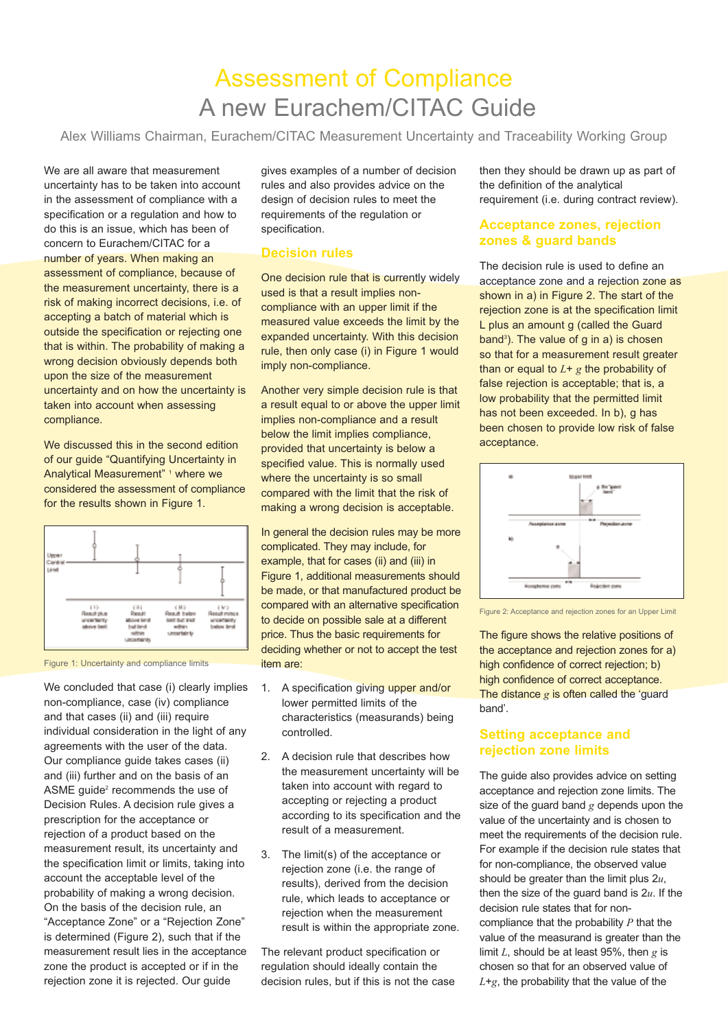# Assessment of Compliance
## A new Eurachem/CITAC Guide

Alex Williams Chairman, Eurachem/CITAC Measurement Uncertainty and Traceability Working Group

We are all aware that measurement uncertainty has to be taken into account in the assessment of compliance with a specification or a regulation and how to do this is an issue, which has been of concern to Eurachem/CITAC for a number of years. When making an assessment of compliance, because of the measurement uncertainty, there is a risk of making incorrect decisions, i.e. of accepting a batch of material which is outside the specification or rejecting one that is within. The probability of making a wrong decision obviously depends both upon the size of the measurement uncertainty and on how the uncertainty is taken into account when assessing compliance.

We discussed this in the second edition of our guide "Quantifying Uncertainty in Analytical Measurement" [1] where we considered the assessment of compliance for the results shown in Figure 1.

Figure 1: Uncertainty and compliance limits

We concluded that case (i) clearly implies non-compliance, case (iv) compliance and that cases (ii) and (iii) require individual consideration in the light of any agreements with the user of the data. Our compliance guide takes cases (ii) and (iii) further and on the basis of an ASME guide[2] recommends the use of Decision Rules. A decision rule gives a prescription for the acceptance or rejection of a product based on the measurement result, its uncertainty and the specification limit or limits, taking into account the acceptable level of the probability of making a wrong decision. On the basis of the decision rule, an "Acceptance Zone" or a "Rejection Zone" is determined (Figure 2), such that if the measurement result lies in the acceptance zone the product is accepted or if in the rejection zone it is rejected. Our guide gives examples of a number of decision rules and also provides advice on the design of decision rules to meet the requirements of the regulation or specification.

### Decision rules

One decision rule that is currently widely used is that a result implies non-compliance with an upper limit if the measured value exceeds the limit by the expanded uncertainty. With this decision rule, then only case (i) in Figure 1 would imply non-compliance.

Another very simple decision rule is that a result equal to or above the upper limit implies non-compliance and a result below the limit implies compliance, provided that uncertainty is below a specified value. This is normally used where the uncertainty is so small compared with the limit that the risk of making a wrong decision is acceptable.

In general the decision rules may be more complicated. They may include, for example, that for cases (ii) and (iii) in Figure 1, additional measurements should be made, or that manufactured product be compared with an alternative specification to decide on possible sale at a different price. Thus the basic requirements for deciding whether or not to accept the test item are:

1. A specification giving upper and/or lower permitted limits of the characteristics (measurands) being controlled.

2. A decision rule that describes how the measurement uncertainty will be taken into account with regard to accepting or rejecting a product according to its specification and the result of a measurement.

3. The limit(s) of the acceptance or rejection zone (i.e. the range of results), derived from the decision rule, which leads to acceptance or rejection when the measurement result is within the appropriate zone.

The relevant product specification or regulation should ideally contain the decision rules, but if this is not the case then they should be drawn up as part of the definition of the analytical requirement (i.e. during contract review).

### Acceptance zones, rejection zones & guard bands

The decision rule is used to define an acceptance zone and a rejection zone as shown in a) in Figure 2. The start of the rejection zone is at the specification limit L plus an amount g (called the Guard band[3]). The value of g in a) is chosen so that for a measurement result greater than or equal to $L+g$ the probability of false rejection is acceptable; that is, a low probability that the permitted limit has not been exceeded. In b), g has been chosen to provide low risk of false acceptance.

Figure 2: Acceptance and rejection zones for an Upper Limit

The figure shows the relative positions of the acceptance and rejection zones for a) high confidence of correct rejection; b) high confidence of correct acceptance. The distance $g$ is often called the 'guard band'.

### Setting acceptance and rejection zone limits

The guide also provides advice on setting acceptance and rejection zone limits. The size of the guard band $g$ depends upon the value of the uncertainty and is chosen to meet the requirements of the decision rule. For example if the decision rule states that for non-compliance, the observed value should be greater than the limit plus $2u$, then the size of the guard band is $2u$. If the decision rule states that for non-compliance that the probability $P$ that the value of the measurand is greater than the limit $L$, should be at least 95%, then $g$ is chosen so that for an observed value of $L+g$, the probability that the value of the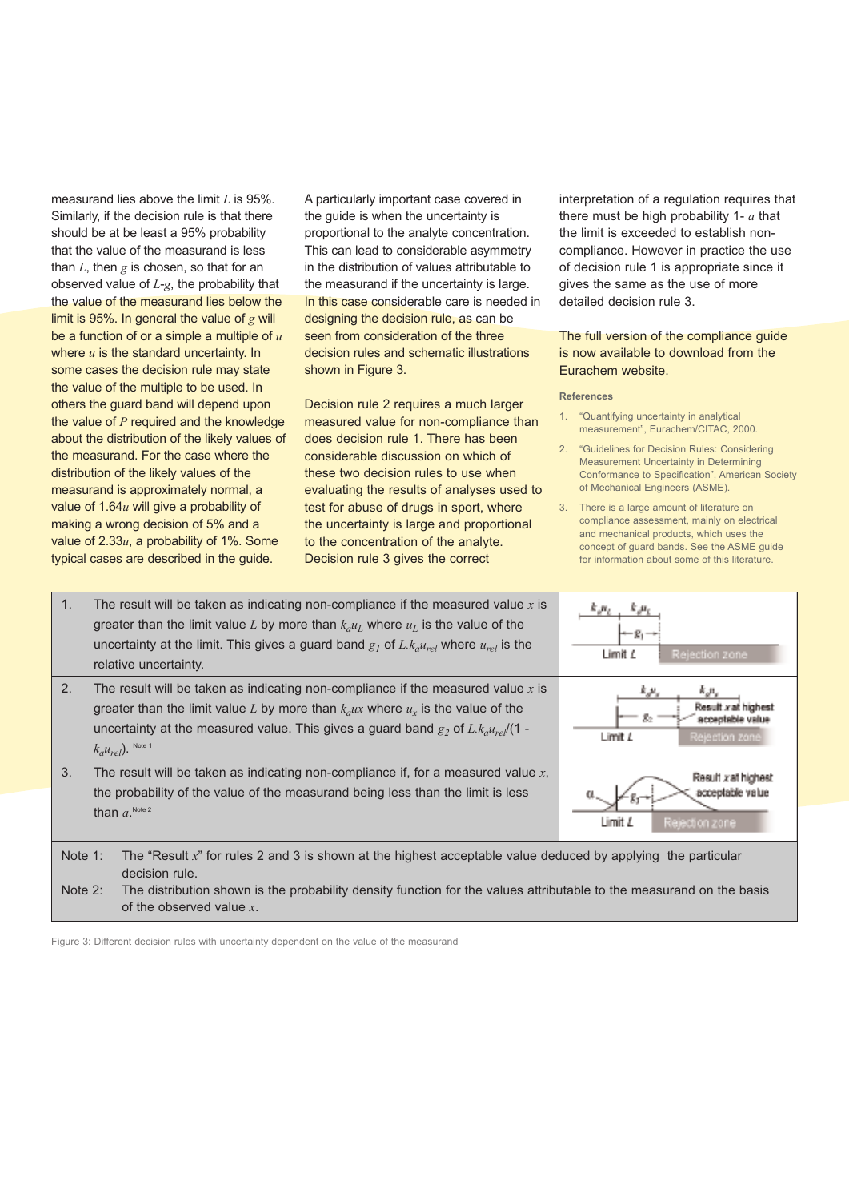measurand lies above the limit $L$ is 95%. Similarly, if the decision rule is that there should be at least a 95% probability that the value of the measurand is less than $L$, then $g$ is chosen, so that for an observed value of $L$-$g$, the probability that the value of the measurand lies below the limit is 95%. In general the value of $g$ will be a function of or a simple a multiple of $u$ where $u$ is the standard uncertainty. In some cases the decision rule may state the value of the multiple to be used. In others the guard band will depend upon the value of $P$ required and the knowledge about the distribution of the likely values of the measurand. For the case where the distribution of the likely values of the measurand is approximately normal, a value of $1.64u$ will give a probability of making a wrong decision of 5% and a value of $2.33u$, a probability of 1%. Some typical cases are described in the guide.

A particularly important case covered in the guide is when the uncertainty is proportional to the analyte concentration. This can lead to considerable asymmetry in the distribution of values attributable to the measurand if the uncertainty is large. In this case considerable care is needed in designing the decision rule, as can be seen from consideration of the three decision rules and schematic illustrations shown in Figure 3.

Decision rule 2 requires a much larger measured value for non-compliance than does decision rule 1. There has been considerable discussion on which of these two decision rules to use when evaluating the results of analyses used to test for abuse of drugs in sport, where the uncertainty is large and proportional to the concentration of the analyte. Decision rule 3 gives the correct interpretation of a regulation requires that there must be high probability 1- $a$ that the limit is exceeded to establish non-compliance. However in practice the use of decision rule 1 is appropriate since it gives the same as the use of more detailed decision rule 3.

The full version of the compliance guide is now available to download from the Eurachem website.

**References**

1. "Quantifying uncertainty in analytical measurement", Eurachem/CITAC, 2000.
2. "Guidelines for Decision Rules: Considering Measurement Uncertainty in Determining Conformance to Specification", American Society of Mechanical Engineers (ASME).
3. There is a large amount of literature on compliance assessment, mainly on electrical and mechanical products, which uses the concept of guard bands. See the ASME guide for information about some of this literature.

| | Decision rule | Illustration |
|---|---|---|
| 1. | The result will be taken as indicating non-compliance if the measured value $x$ is greater than the limit value $L$ by more than $k_a u_L$ where $u_L$ is the value of the uncertainty at the limit. This gives a guard band $g_1$ of $L.k_a u_{rel}$ where $u_{rel}$ is the relative uncertainty. | $k_a u_L$, $k_a u_L$, $g_1$, Limit $L$, Rejection zone |
| 2. | The result will be taken as indicating non-compliance if the measured value $x$ is greater than the limit value $L$ by more than $k_a ux$ where $u_x$ is the value of the uncertainty at the measured value. This gives a guard band $g_2$ of $L.k_a u_{rel}/(1 - k_a u_{rel})$. Note 1 | $k_a u_x$, $k_a u_x$, $g_2$, Result $x$ at highest acceptable value, Limit $L$, Rejection zone |
| 3. | The result will be taken as indicating non-compliance if, for a measured value $x$, the probability of the value of the measurand being less than the limit is less than $a$. Note 2 | $\alpha$, $g_3$, Result $x$ at highest acceptable value, Limit $L$, Rejection zone |

Note 1: The "Result $x$" for rules 2 and 3 is shown at the highest acceptable value deduced by applying the particular decision rule.

Note 2: The distribution shown is the probability density function for the values attributable to the measurand on the basis of the observed value $x$.

Figure 3: Different decision rules with uncertainty dependent on the value of the measurand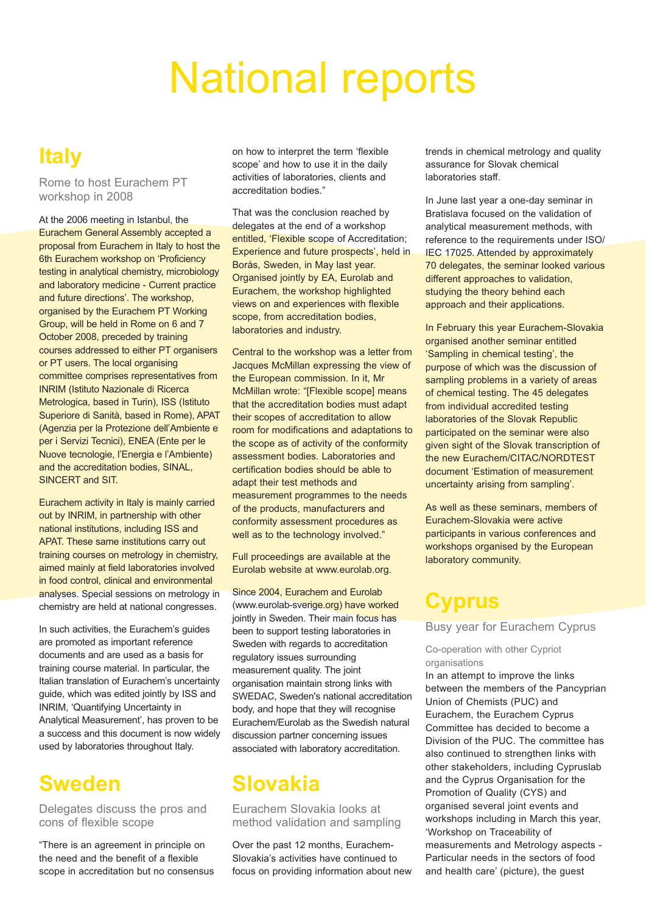# National reports

## Italy

### Rome to host Eurachem PT workshop in 2008

At the 2006 meeting in Istanbul, the Eurachem General Assembly accepted a proposal from Eurachem in Italy to host the 6th Eurachem workshop on 'Proficiency testing in analytical chemistry, microbiology and laboratory medicine - Current practice and future directions'. The workshop, organised by the Eurachem PT Working Group, will be held in Rome on 6 and 7 October 2008, preceded by training courses addressed to either PT organisers or PT users. The local organising committee comprises representatives from INRIM (Istituto Nazionale di Ricerca Metrologica, based in Turin), ISS (Istituto Superiore di Sanità, based in Rome), APAT (Agenzia per la Protezione dell'Ambiente e per i Servizi Tecnici), ENEA (Ente per le Nuove tecnologie, l'Energia e l'Ambiente) and the accreditation bodies, SINAL, SINCERT and SIT.

Eurachem activity in Italy is mainly carried out by INRIM, in partnership with other national institutions, including ISS and APAT. These same institutions carry out training courses on metrology in chemistry, aimed mainly at field laboratories involved in food control, clinical and environmental analyses. Special sessions on metrology in chemistry are held at national congresses.

In such activities, the Eurachem's guides are promoted as important reference documents and are used as a basis for training course material. In particular, the Italian translation of Eurachem's uncertainty guide, which was edited jointly by ISS and INRIM, 'Quantifying Uncertainty in Analytical Measurement', has proven to be a success and this document is now widely used by laboratories throughout Italy.

## Sweden

### Delegates discuss the pros and cons of flexible scope

"There is an agreement in principle on the need and the benefit of a flexible scope in accreditation but no consensus on how to interpret the term 'flexible scope' and how to use it in the daily activities of laboratories, clients and accreditation bodies."

That was the conclusion reached by delegates at the end of a workshop entitled, 'Flexible scope of Accreditation; Experience and future prospects', held in Borås, Sweden, in May last year. Organised jointly by EA, Eurolab and Eurachem, the workshop highlighted views on and experiences with flexible scope, from accreditation bodies, laboratories and industry.

Central to the workshop was a letter from Jacques McMillan expressing the view of the European commission. In it, Mr McMillan wrote: "[Flexible scope] means that the accreditation bodies must adapt their scopes of accreditation to allow room for modifications and adaptations to the scope as of activity of the conformity assessment bodies. Laboratories and certification bodies should be able to adapt their test methods and measurement programmes to the needs of the products, manufacturers and conformity assessment procedures as well as to the technology involved."

Full proceedings are available at the Eurolab website at www.eurolab.org.

Since 2004, Eurachem and Eurolab (www.eurolab-sverige.org) have worked jointly in Sweden. Their main focus has been to support testing laboratories in Sweden with regards to accreditation regulatory issues surrounding measurement quality. The joint organisation maintain strong links with SWEDAC, Sweden's national accreditation body, and hope that they will recognise Eurachem/Eurolab as the Swedish natural discussion partner concerning issues associated with laboratory accreditation.

## Slovakia

### Eurachem Slovakia looks at method validation and sampling

Over the past 12 months, Eurachem-Slovakia's activities have continued to focus on providing information about new trends in chemical metrology and quality assurance for Slovak chemical laboratories staff.

In June last year a one-day seminar in Bratislava focused on the validation of analytical measurement methods, with reference to the requirements under ISO/IEC 17025. Attended by approximately 70 delegates, the seminar looked various different approaches to validation, studying the theory behind each approach and their applications.

In February this year Eurachem-Slovakia organised another seminar entitled 'Sampling in chemical testing', the purpose of which was the discussion of sampling problems in a variety of areas of chemical testing. The 45 delegates from individual accredited testing laboratories of the Slovak Republic participated on the seminar were also given sight of the Slovak transcription of the new Eurachem/CITAC/NORDTEST document 'Estimation of measurement uncertainty arising from sampling'.

As well as these seminars, members of Eurachem-Slovakia were active participants in various conferences and workshops organised by the European laboratory community.

## Cyprus

### Busy year for Eurachem Cyprus

#### Co-operation with other Cypriot organisations

In an attempt to improve the links between the members of the Pancyprian Union of Chemists (PUC) and Eurachem, the Eurachem Cyprus Committee has decided to become a Division of the PUC. The committee has also continued to strengthen links with other stakeholders, including Cypruslab and the Cyprus Organisation for the Promotion of Quality (CYS) and organised several joint events and workshops including in March this year, 'Workshop on Traceability of measurements and Metrology aspects - Particular needs in the sectors of food and health care' (picture), the guest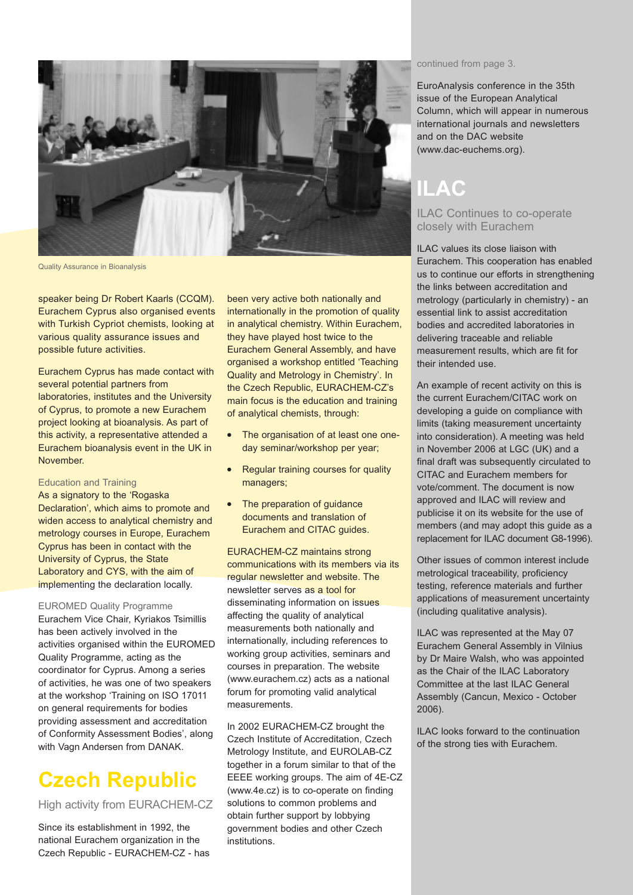Quality Assurance in Bioanalysis

speaker being Dr Robert Kaarls (CCQM). Eurachem Cyprus also organised events with Turkish Cypriot chemists, looking at various quality assurance issues and possible future activities.

Eurachem Cyprus has made contact with several potential partners from laboratories, institutes and the University of Cyprus, to promote a new Eurachem project looking at bioanalysis. As part of this activity, a representative attended a Eurachem bioanalysis event in the UK in November.

### Education and Training

As a signatory to the 'Rogaska Declaration', which aims to promote and widen access to analytical chemistry and metrology courses in Europe, Eurachem Cyprus has been in contact with the University of Cyprus, the State Laboratory and CYS, with the aim of implementing the declaration locally.

### EUROMED Quality Programme

Eurachem Vice Chair, Kyriakos Tsimillis has been actively involved in the activities organised within the EUROMED Quality Programme, acting as the coordinator for Cyprus. Among a series of activities, he was one of two speakers at the workshop 'Training on ISO 17011 on general requirements for bodies providing assessment and accreditation of Conformity Assessment Bodies', along with Vagn Andersen from DANAK.

# Czech Republic

## High activity from EURACHEM-CZ

Since its establishment in 1992, the national Eurachem organization in the Czech Republic - EURACHEM-CZ - has been very active both nationally and internationally in the promotion of quality in analytical chemistry. Within Eurachem, they have played host twice to the Eurachem General Assembly, and have organised a workshop entitled 'Teaching Quality and Metrology in Chemistry'. In the Czech Republic, EURACHEM-CZ's main focus is the education and training of analytical chemists, through:

- The organisation of at least one one-day seminar/workshop per year;
- Regular training courses for quality managers;
- The preparation of guidance documents and translation of Eurachem and CITAC guides.

EURACHEM-CZ maintains strong communications with its members via its regular newsletter and website. The newsletter serves as a tool for disseminating information on issues affecting the quality of analytical measurements both nationally and internationally, including references to working group activities, seminars and courses in preparation. The website (www.eurachem.cz) acts as a national forum for promoting valid analytical measurements.

In 2002 EURACHEM-CZ brought the Czech Institute of Accreditation, Czech Metrology Institute, and EUROLAB-CZ together in a forum similar to that of the EEEE working groups. The aim of 4E-CZ (www.4e.cz) is to co-operate on finding solutions to common problems and obtain further support by lobbying government bodies and other Czech institutions.

continued from page 3.

EuroAnalysis conference in the 35th issue of the European Analytical Column, which will appear in numerous international journals and newsletters and on the DAC website (www.dac-euchems.org).

# ILAC

## ILAC Continues to co-operate closely with Eurachem

ILAC values its close liaison with Eurachem. This cooperation has enabled us to continue our efforts in strengthening the links between accreditation and metrology (particularly in chemistry) - an essential link to assist accreditation bodies and accredited laboratories in delivering traceable and reliable measurement results, which are fit for their intended use.

An example of recent activity on this is the current Eurachem/CITAC work on developing a guide on compliance with limits (taking measurement uncertainty into consideration). A meeting was held in November 2006 at LGC (UK) and a final draft was subsequently circulated to CITAC and Eurachem members for vote/comment. The document is now approved and ILAC will review and publicise it on its website for the use of members (and may adopt this guide as a replacement for ILAC document G8-1996).

Other issues of common interest include metrological traceability, proficiency testing, reference materials and further applications of measurement uncertainty (including qualitative analysis).

ILAC was represented at the May 07 Eurachem General Assembly in Vilnius by Dr Maire Walsh, who was appointed as the Chair of the ILAC Laboratory Committee at the last ILAC General Assembly (Cancun, Mexico - October 2006).

ILAC looks forward to the continuation of the strong ties with Eurachem.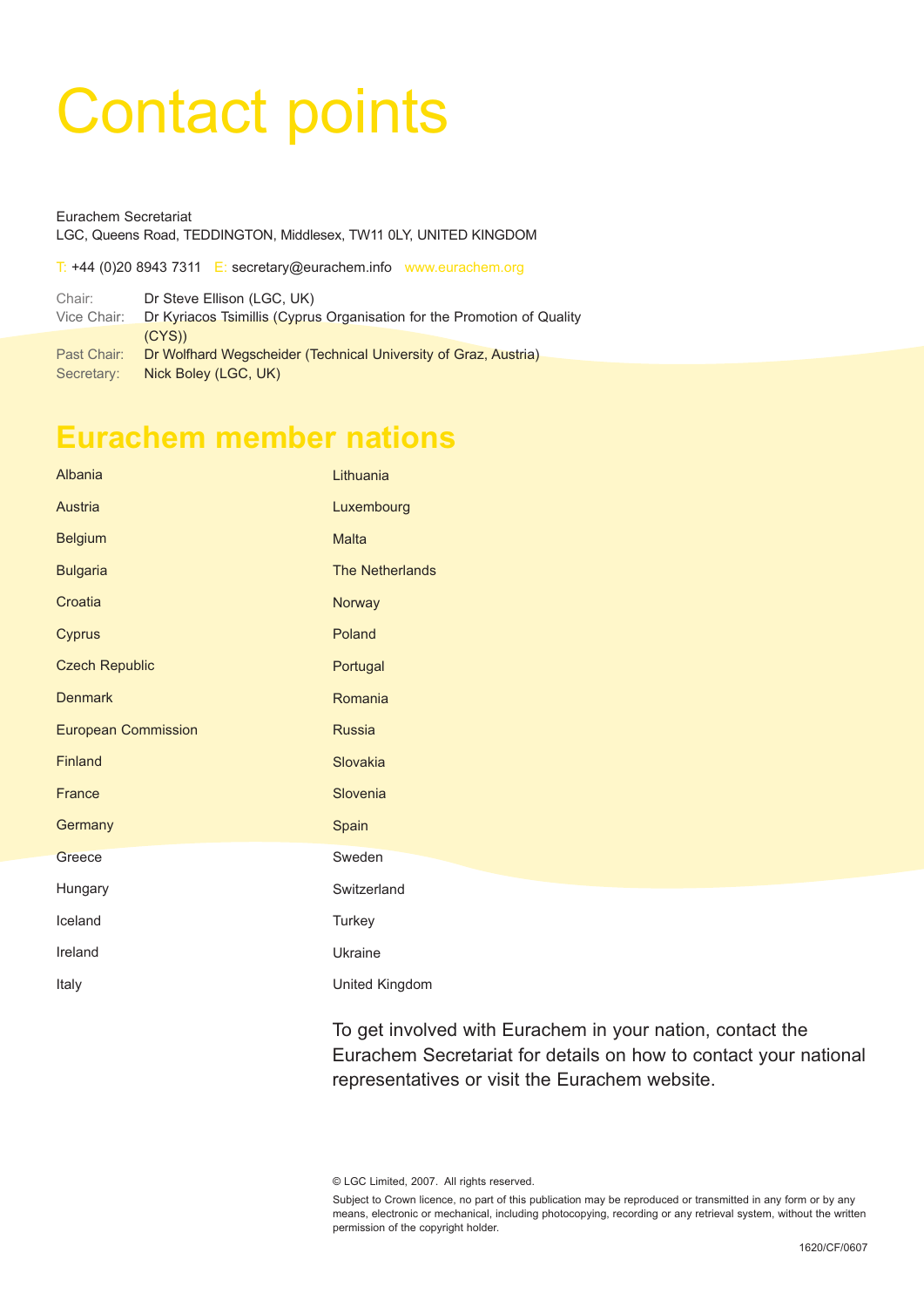# Contact points

Eurachem Secretariat
LGC, Queens Road, TEDDINGTON, Middlesex, TW11 0LY, UNITED KINGDOM

T: +44 (0)20 8943 7311 E: secretary@eurachem.info www.eurachem.org

| | |
|---|---|
| Chair: | Dr Steve Ellison (LGC, UK) |
| Vice Chair: | Dr Kyriacos Tsimillis (Cyprus Organisation for the Promotion of Quality (CYS)) |
| Past Chair: | Dr Wolfhard Wegscheider (Technical University of Graz, Austria) |
| Secretary: | Nick Boley (LGC, UK) |

## Eurachem member nations

- Albania
- Austria
- Belgium
- Bulgaria
- Croatia
- Cyprus
- Czech Republic
- Denmark
- European Commission
- Finland
- France
- Germany
- Greece
- Hungary
- Iceland
- Ireland
- Italy
- Lithuania
- Luxembourg
- Malta
- The Netherlands
- Norway
- Poland
- Portugal
- Romania
- Russia
- Slovakia
- Slovenia
- Spain
- Sweden
- Switzerland
- Turkey
- Ukraine
- United Kingdom

To get involved with Eurachem in your nation, contact the Eurachem Secretariat for details on how to contact your national representatives or visit the Eurachem website.

© LGC Limited, 2007. All rights reserved.

Subject to Crown licence, no part of this publication may be reproduced or transmitted in any form or by any means, electronic or mechanical, including photocopying, recording or any retrieval system, without the written permission of the copyright holder.

1620/CF/0607